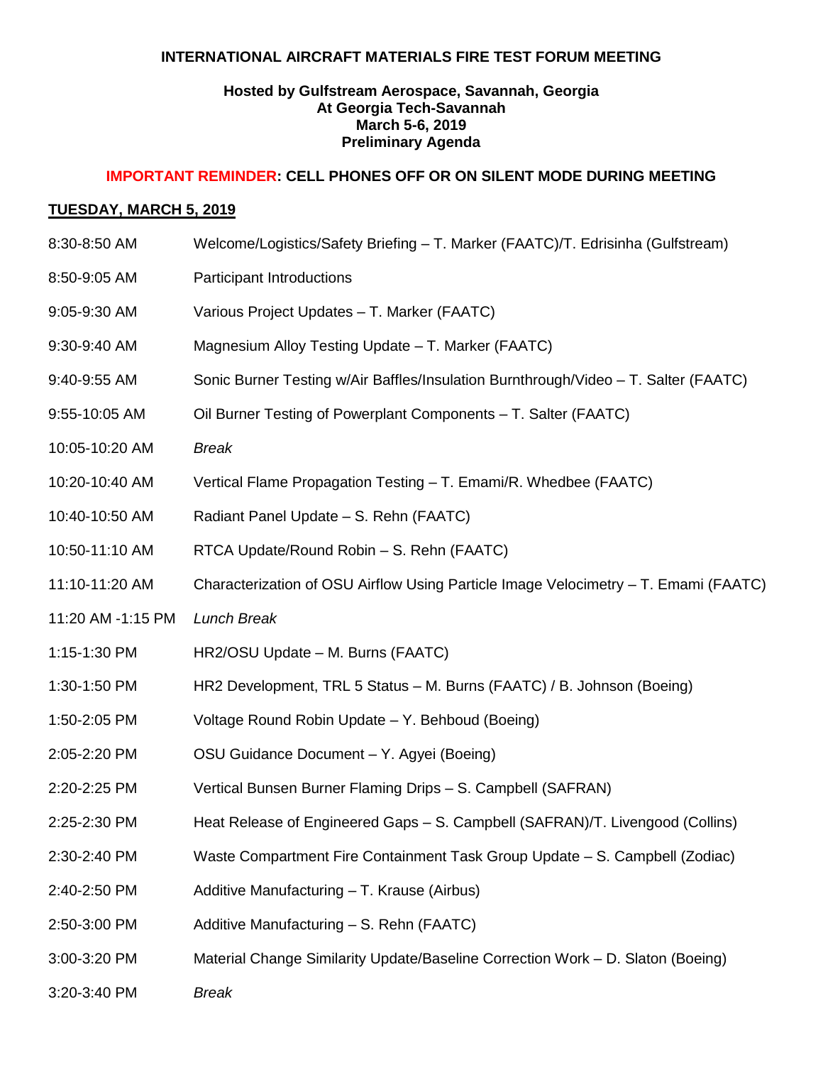**INTERNATIONAL AIRCRAFT MATERIALS FIRE TEST FORUM MEETING**

**Hosted by Gulfstream Aerospace, Savannah, Georgia**
**At Georgia Tech-Savannah**
**March 5-6, 2019**
**Preliminary Agenda**

**IMPORTANT REMINDER: CELL PHONES OFF OR ON SILENT MODE DURING MEETING**

**TUESDAY, MARCH 5, 2019**

| | |
|---|---|
| 8:30-8:50 AM | Welcome/Logistics/Safety Briefing – T. Marker (FAATC)/T. Edrisinha (Gulfstream) |
| 8:50-9:05 AM | Participant Introductions |
| 9:05-9:30 AM | Various Project Updates – T. Marker (FAATC) |
| 9:30-9:40 AM | Magnesium Alloy Testing Update – T. Marker (FAATC) |
| 9:40-9:55 AM | Sonic Burner Testing w/Air Baffles/Insulation Burnthrough/Video – T. Salter (FAATC) |
| 9:55-10:05 AM | Oil Burner Testing of Powerplant Components – T. Salter (FAATC) |
| 10:05-10:20 AM | *Break* |
| 10:20-10:40 AM | Vertical Flame Propagation Testing – T. Emami/R. Whedbee (FAATC) |
| 10:40-10:50 AM | Radiant Panel Update – S. Rehn (FAATC) |
| 10:50-11:10 AM | RTCA Update/Round Robin – S. Rehn (FAATC) |
| 11:10-11:20 AM | Characterization of OSU Airflow Using Particle Image Velocimetry – T. Emami (FAATC) |
| 11:20 AM -1:15 PM | *Lunch Break* |
| 1:15-1:30 PM | HR2/OSU Update – M. Burns (FAATC) |
| 1:30-1:50 PM | HR2 Development, TRL 5 Status – M. Burns (FAATC) / B. Johnson (Boeing) |
| 1:50-2:05 PM | Voltage Round Robin Update – Y. Behboud (Boeing) |
| 2:05-2:20 PM | OSU Guidance Document – Y. Agyei (Boeing) |
| 2:20-2:25 PM | Vertical Bunsen Burner Flaming Drips – S. Campbell (SAFRAN) |
| 2:25-2:30 PM | Heat Release of Engineered Gaps – S. Campbell (SAFRAN)/T. Livengood (Collins) |
| 2:30-2:40 PM | Waste Compartment Fire Containment Task Group Update – S. Campbell (Zodiac) |
| 2:40-2:50 PM | Additive Manufacturing – T. Krause (Airbus) |
| 2:50-3:00 PM | Additive Manufacturing – S. Rehn (FAATC) |
| 3:00-3:20 PM | Material Change Similarity Update/Baseline Correction Work – D. Slaton (Boeing) |
| 3:20-3:40 PM | *Break* |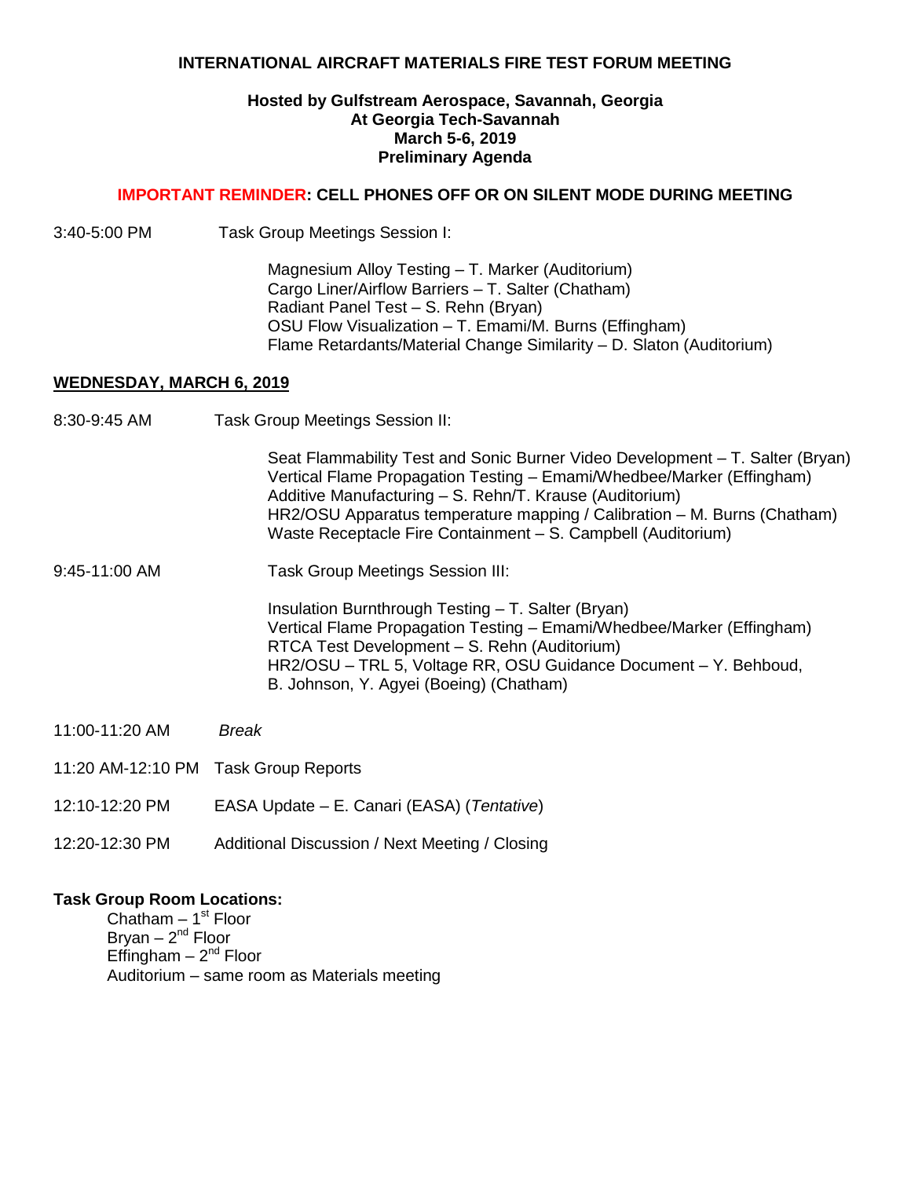**INTERNATIONAL AIRCRAFT MATERIALS FIRE TEST FORUM MEETING**

**Hosted by Gulfstream Aerospace, Savannah, Georgia**
**At Georgia Tech-Savannah**
**March 5-6, 2019**
**Preliminary Agenda**

**IMPORTANT REMINDER: CELL PHONES OFF OR ON SILENT MODE DURING MEETING**

3:40-5:00 PM Task Group Meetings Session I:

Magnesium Alloy Testing – T. Marker (Auditorium)
Cargo Liner/Airflow Barriers – T. Salter (Chatham)
Radiant Panel Test – S. Rehn (Bryan)
OSU Flow Visualization – T. Emami/M. Burns (Effingham)
Flame Retardants/Material Change Similarity – D. Slaton (Auditorium)

**WEDNESDAY, MARCH 6, 2019**

8:30-9:45 AM Task Group Meetings Session II:

Seat Flammability Test and Sonic Burner Video Development – T. Salter (Bryan)
Vertical Flame Propagation Testing – Emami/Whedbee/Marker (Effingham)
Additive Manufacturing – S. Rehn/T. Krause (Auditorium)
HR2/OSU Apparatus temperature mapping / Calibration – M. Burns (Chatham)
Waste Receptacle Fire Containment – S. Campbell (Auditorium)

9:45-11:00 AM Task Group Meetings Session III:

Insulation Burnthrough Testing – T. Salter (Bryan)
Vertical Flame Propagation Testing – Emami/Whedbee/Marker (Effingham)
RTCA Test Development – S. Rehn (Auditorium)
HR2/OSU – TRL 5, Voltage RR, OSU Guidance Document – Y. Behboud, B. Johnson, Y. Agyei (Boeing) (Chatham)

11:00-11:20 AM *Break*

11:20 AM-12:10 PM Task Group Reports

12:10-12:20 PM EASA Update – E. Canari (EASA) (*Tentative*)

12:20-12:30 PM Additional Discussion / Next Meeting / Closing

**Task Group Room Locations:**

Chatham – 1st Floor
Bryan – 2nd Floor
Effingham – 2nd Floor
Auditorium – same room as Materials meeting